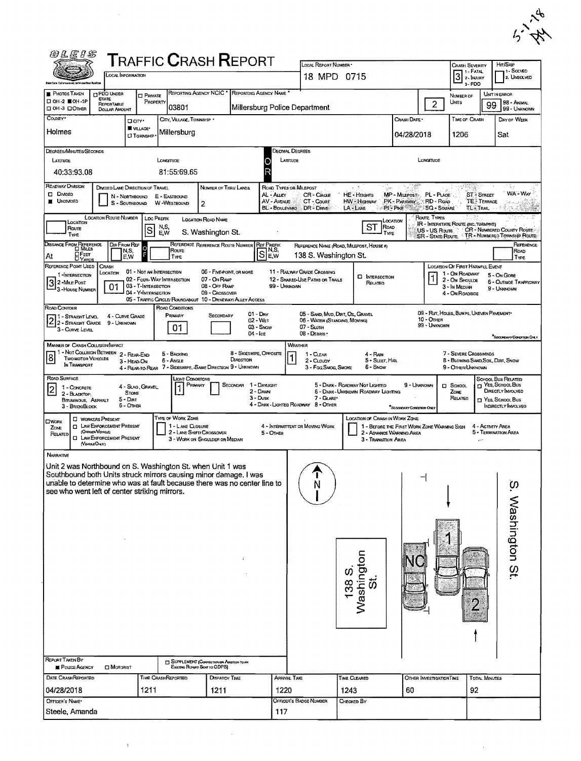5-1-18 AY

# TRAFFIC CRASH REPORT

OLEIS

LOCAL INFORMATION

| Field | Value |
|---|---|
| Local Report Number | 18 MPD 0715 |
| Crash Severity (1 - Fatal, 2 - Injury, 3 - PDO) | 3 |
| Hit/Skip (1 - Solved, 2. Unsolved) | |
| Photos Taken | OH-2 ■ OH-1P ☐ OH-3 ☐ Other ☐ |
| PDO Under State Reportable Dollar Amount | ☐ |
| Private Property | ☐ |
| Reporting Agency NCIC | 03801 |
| Reporting Agency Name | Millersburg Police Department |
| Number of Units | 2 |
| Unit in Error (98 - Animal, 99 - Unknown) | 99 |
| County | Holmes |
| City / ■ Village / Township | Millersburg |
| Crash Date | 04/28/2018 |
| Time of Crash | 1206 |
| Day of Week | Sat |

**Degrees/Minutes/Seconds**

| Latitude | Longitude |
|---|---|
| 40:33:93.08 | 81:55:69.65 |

**Decimal Degrees** — Latitude: / Longitude:

**Roadway Division:** ☐ Divided ■ Undivided

**Divided Lane Direction of Travel:** N - Northbound, E - Eastbound, S - Southbound, W - Westbound

**Number of Thru Lanes:** 2

**Road Types or Milepost:** AL - Alley, AV - Avenue, BL - Boulevard, CR - Circle, CT - Court, DR - Drive, HE - Heights, HW - Highway, LA - Lane, MP - Milepost, PK - Parkway, PI - Pike, PL - Place, RD - Road, SQ - Square, ST - Street, TE - Terrace, TL - Trail, WA - Way

| Location Route Number | Loc Prefix | Location Road Name | Location Road Type |
|---|---|---|---|
| | S | S. Washington St. | ST |

Route Types: IR - Interstate Route (inc. Turnpike), US - US Route, SR - State Route, CR - Numbered County Route, TR - Numbered Township Route

| Distance From Reference | Dir From Ref | Reference Route Number | Ref Prefix | Reference Name (Road, Milepost, House #) | Reference Road Type |
|---|---|---|---|---|---|
| At | | | S | 138 S. Washington St. | |

**Reference Point Used:** 3 (1 - Intersection, 2 - Mile Post, 3 - House Number)

**Crash Location:** 01 (01 - Not an Intersection, 02 - Four-Way Intersection, 03 - T-Intersection, 04 - Y-Intersection, 05 - Traffic Circle/Roundabout, 06 - Five-Point, or More, 07 - On Ramp, 08 - Off Ramp, 09 - Crossover, 10 - Driveway/Alley Access, 11 - Railway Grade Crossing, 12 - Shared-Use Paths or Trails, 99 - Unknown)

☐ Intersection Related

**Location of First Harmful Event:** 1 (1 - On Roadway, 2 - On Shoulder, 3 - In Median, 4 - On Roadside, 5 - On Gore, 6 - Outside Trafficway, 9 - Unknown)

**Road Contour:** 2 (1 - Straight Level, 2 - Straight Grade, 3 - Curve Level, 4 - Curve Grade, 9 - Unknown)

**Road Conditions:** Primary 01; Secondary — (01 - Dry, 02 - Wet, 03 - Snow, 04 - Ice, 05 - Sand, Mud, Dirt, Oil, Gravel, 06 - Water (Standing, Moving), 07 - Slush, 08 - Debris, 09 - Rut, Holes, Bumps, Uneven Pavement, 10 - Other, 99 - Unknown)

**Manner of Crash Collision/Impact:** 8 (1 - Not Collision Between Two Motor Vehicles in Transport, 2 - Rear-End, 3 - Head-On, 4 - Rear-to-Rear, 5 - Backing, 6 - Angle, 7 - Sideswipe, Same Direction, 8 - Sideswipe, Opposite Direction, 9 - Unknown)

**Weather:** 1 (1 - Clear, 2 - Cloudy, 3 - Fog, Smog, Smoke, 4 - Rain, 5 - Sleet, Hail, 6 - Snow, 7 - Severe Crosswinds, 8 - Blowing Sand, Soil, Dirt, Snow, 9 - Other/Unknown)

**Road Surface:** 2 (1 - Concrete, 2 - Blacktop, Bituminous, Asphalt, 3 - Brick/Block, 4 - Slag, Gravel, Stone, 5 - Dirt, 6 - Other)

**Light Conditions:** Primary 1; Secondary — (1 - Daylight, 2 - Dawn, 3 - Dusk, 4 - Dark - Lighted Roadway, 5 - Dark - Roadway Not Lighted, 6 - Dark - Unknown Roadway Lighting, 7 - Glare, 8 - Other, 9 - Unknown)

☐ School Zone Related

School Bus Related: ☐ Yes, School Bus Directly Involved ☐ Yes, School Bus Indirectly Involved

☐ Work Zone Related — ☐ Workers Present ☐ Law Enforcement Present (Officer/Vehicle) ☐ Law Enforcement Present (Vehicle Only)

Type of Work Zone: 1 - Lane Closure, 2 - Lane Shift/Crossover, 3 - Work on Shoulder or Median, 4 - Intermittent or Moving Work, 5 - Other

Location of Crash in Work Zone: 1 - Before the First Work Zone Warning Sign, 2 - Advance Warning Area, 3 - Transition Area, 4 - Activity Area, 5 - Termination Area

## Narrative

Unit 2 was Northbound on S. Washington St. when Unit 1 was Southbound both Units struck mirrors causing minor damage. I was unable to determine who was at fault because there was no center line to see who went left of center striking mirrors.

Diagram labels: N; S. Washington St.; 138 S. Washington St.; NC; 1; 2

**Report Taken By:** ■ Police Agency ☐ Motorist

☐ Supplement (Correction or Addition to an Existing Report Sent to ODPS)

| Date Crash Reported | Time Crash Reported | Dispatch Time | Arrival Time | Time Cleared | Other Investigation Time | Total Minutes |
|---|---|---|---|---|---|---|
| 04/28/2018 | 1211 | 1211 | 1220 | 1243 | 60 | 92 |

| Officer's Name | Officer's Badge Number | Checked By |
|---|---|---|
| Steele, Amanda | 117 | |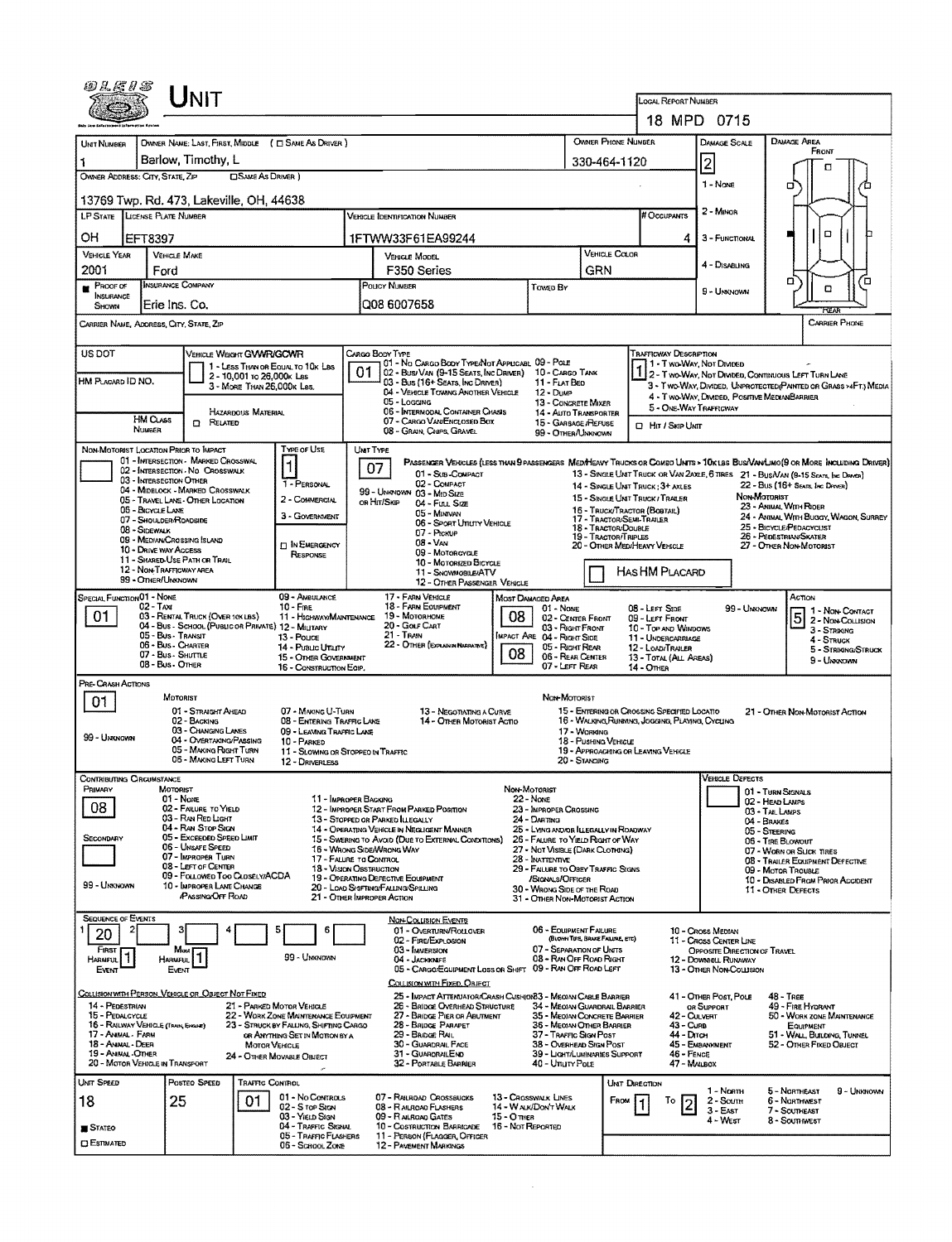# Unit

**Local Report Number:** 18 MPD 0715

| Unit Number | Owner Name: Last, First, Middle (☐ Same As Driver) | Owner Phone Number | Damage Scale | Damage Area |
|---|---|---|---|---|
| 1 | Barlow, Timothy, L | 330-464-1120 | 2 | Front |

**Owner Address: City, State, Zip** (☐ Same As Driver): 13769 Twp. Rd. 473, Lakeville, OH, 44638

Damage Scale: 1 - None, 2 - Minor, 3 - Functional, 4 - Disabling, 9 - Unknown

| LP State | License Plate Number | Vehicle Identification Number | # Occupants |
|---|---|---|---|
| OH | EFT8397 | 1FTWW33F61EA99244 | 4 |

| Vehicle Year | Vehicle Make | Vehicle Model | Vehicle Color |
|---|---|---|---|
| 2001 | Ford | F350 Series | GRN |

| Proof of Insurance Shown | Insurance Company | Policy Number | Towed By |
|---|---|---|---|
| ■ | Erie Ins. Co. | Q08 6007658 | |

**Carrier Name, Address, City, State, Zip:**

**Carrier Phone:**

**US DOT:**

**HM Placard ID No.:**

**HM Class Number:** ☐ Related (Hazardous Material)

**Vehicle Weight GVWR/GCWR:** 1 - Less Than or Equal to 10k Lbs; 2 - 10,001 to 26,000k Lbs; 3 - More Than 26,000k Lbs.

**Cargo Body Type:** 01
01 - No Cargo Body Type/Not Applicabl; 02 - Bus/Van (9-15 Seats, Inc Driver); 03 - Bus (16+ Seats, Inc Driver); 04 - Vehicle Towing Another Vehicle; 05 - Logging; 06 - Intermodal Container Chasis; 07 - Cargo Van/Enclosed Box; 08 - Grain, Chips, Gravel; 09 - Pole; 10 - Cargo Tank; 11 - Flat Bed; 12 - Dump; 13 - Concrete Mixer; 14 - Auto Transporter; 15 - Garbage/Refuse; 99 - Other/Unknown

**Trafficway Description:** 1
1 - Two-Way, Not Divided; 2 - Two-Way, Not Divided, Continuous Left Turn Lane; 3 - Two-Way, Divided, Unprotected (Painted or Grass >4Ft.) Media; 4 - Two-Way, Divided, Positive Median Barrier; 5 - One-Way Trafficway

☐ Hit / Skip Unit

**Non-Motorist Location Prior to Impact:**
01 - Intersection - Marked Crosswal; 02 - Intersection - No Crosswalk; 03 - Intersection Other; 04 - Midblock - Marked Crosswalk; 05 - Travel Lane - Other Location; 06 - Bicycle Lane; 07 - Shoulder/Roadside; 08 - Sidewalk; 09 - Median/Crossing Island; 10 - Drive Way Access; 11 - Shared-Use Path or Trail; 12 - Non-Trafficway Area; 99 - Other/Unknown

**Type of Use:** 1
1 - Personal; 2 - Commercial; 3 - Government; ☐ In Emergency Response

**Unit Type:** 07
Passenger Vehicles (less than 9 passengers): 01 - Sub-Compact; 02 - Compact; 99 - Unknown 03 - Mid Size; or Hit/Skip 04 - Full Size; 05 - Minivan; 06 - Sport Utility Vehicle; 07 - Pickup; 08 - Van; 09 - Motorcycle; 10 - Motorized Bicycle; 11 - Snowmobile/ATV; 12 - Other Passenger Vehicle
Med/Heavy Trucks or Combo Units > 10K lbs Bus/Van/Limo (9 or More Including Driver): 13 - Single Unit Truck or Van 2Axle, 6 Tires; 14 - Single Unit Truck; 3+ Axles; 15 - Single Unit Truck / Trailer; 16 - Truck/Tractor (Bobtail); 17 - Tractor/Semi-Trailer; 18 - Tractor/Double; 19 - Tractor/Triples; 20 - Other Med/Heavy Vehicle; 21 - Bus/Van (9-15 Seats, Inc Driver); 22 - Bus (16+ Seats, Inc Driver)
Non-Motorist: 23 - Animal With Rider; 24 - Animal With Buggy, Wagon, Surrey; 25 - Bicycle/Pedacyclist; 26 - Pedestrian/Skater; 27 - Other Non-Motorist

☐ Has HM Placard

**Special Function:** 01
01 - None; 02 - Taxi; 03 - Rental Truck (Over 10K lbs); 04 - Bus - School (Public or Private); 05 - Bus - Transit; 06 - Bus - Charter; 07 - Bus - Shuttle; 08 - Bus - Other; 09 - Ambulance; 10 - Fire; 11 - Highway/Maintenance; 12 - Military; 13 - Police; 14 - Public Utility; 15 - Other Government; 16 - Construction Eqip.; 17 - Farm Vehicle; 18 - Farm Equipment; 19 - Motorhome; 20 - Golf Cart; 21 - Train; 22 - Other (Explain in Narrative)

**Most Damaged Area:** 08
**Impact Are:** 08
01 - None; 02 - Center Front; 03 - Right Front; 04 - Right Side; 05 - Right Rear; 06 - Rear Center; 07 - Left Rear; 08 - Left Side; 09 - Left Front; 10 - Top and Windows; 11 - Undercarriage; 12 - Load/Trailer; 13 - Total (All Areas); 14 - Other; 99 - Unknown

**Action:** 5
1 - Non-Contact; 2 - Non-Collision; 3 - Striking; 4 - Struck; 5 - Striking/Struck; 9 - Unknown

**Pre-Crash Actions:** 01
Motorist: 01 - Straight Ahead; 02 - Backing; 03 - Changing Lanes; 04 - Overtaking/Passing; 05 - Making Right Turn; 06 - Making Left Turn; 07 - Making U-Turn; 08 - Entering Traffic Lane; 09 - Leaving Traffic Lane; 10 - Parked; 11 - Slowing or Stopped in Traffic; 12 - Driverless; 13 - Negotiating a Curve; 14 - Other Motorist Actio; 99 - Unknown
Non-Motorist: 15 - Entering or Crossing Specified Locatio; 16 - Walking, Running, Jogging, Playing, Cycling; 17 - Working; 18 - Pushing Vehicle; 19 - Approaching or Leaving Vehicle; 20 - Standing; 21 - Other Non-Motorist Action

**Contributing Circumstance:**
Primary: 08
Secondary:
Motorist: 01 - None; 02 - Failure to Yield; 03 - Ran Red Light; 04 - Ran Stop Sign; 05 - Exceeded Speed Limit; 06 - Unsafe Speed; 07 - Improper Turn; 08 - Left of Center; 09 - Followed Too Closely/ACDA; 10 - Improper Lane Change /Passing/Off Road; 11 - Improper Backing; 12 - Improper Start From Parked Position; 13 - Stopped or Parked Illegally; 14 - Operating Vehicle in Negligent Manner; 15 - Swering to Avoid (Due to External Conditions); 16 - Wrong Side/Wrong Way; 17 - Failure to Control; 18 - Vision Obstruction; 19 - Operating Defective Equipment; 20 - Load Shifting/Falling/Spilling; 21 - Other Improper Action; 99 - Unknown
Non-Motorist: 22 - None; 23 - Improper Crossing; 24 - Darting; 25 - Lying and/or Illegally in Roadway; 26 - Failure to Yield Right of Way; 27 - Not Visible (Dark Clothing); 28 - Inattentive; 29 - Failure to Obey Traffic Signs /Signals/Officer; 30 - Wrong Side of the Road; 31 - Other Non-Motorist Action

**Vehicle Defects:**
01 - Turn Signals; 02 - Head Lamps; 03 - Tail Lamps; 04 - Brakes; 05 - Steering; 06 - Tire Blowout; 07 - Worn or Slick Tires; 08 - Trailer Equipment Defective; 09 - Motor Trouble; 10 - Disabled From Prior Accident; 11 - Other Defects

**Sequence of Events:**

| 1 | 2 | 3 | 4 | 5 | 6 |
|---|---|---|---|---|---|
| 20 | | | | | |

First Harmful Event: 1; Most Harmful Event: 1; 99 - Unknown

Non-Collision Events: 01 - Overturn/Rollover; 02 - Fire/Explosion; 03 - Immersion; 04 - Jackknife; 05 - Cargo/Equipment Loss or Shift; 06 - Equipment Failure (Blown Tire, Brake Failure, etc); 07 - Separation of Units; 08 - Ran Off Road Right; 09 - Ran Off Road Left; 10 - Cross Median; 11 - Cross Center Line Opposite Direction of Travel; 12 - Downhill Runaway; 13 - Other Non-Collision

Collision with Person, Vehicle or Object Not Fixed: 14 - Pedestrian; 15 - Pedalcycle; 16 - Railway Vehicle (Train, Engine); 17 - Animal - Farm; 18 - Animal - Deer; 19 - Animal - Other; 20 - Motor Vehicle in Transport; 21 - Parked Motor Vehicle; 22 - Work Zone Maintenance Equipment; 23 - Struck by Falling, Shifting Cargo or Anything Set in Motion by a Motor Vehicle; 24 - Other Movable Object

Collision with Fixed Object: 25 - Impact Attenuator/Crash Cushion; 26 - Bridge Overhead Structure; 27 - Bridge Pier or Abutment; 28 - Bridge Parapet; 29 - Bridge Rail; 30 - Guardrail Face; 31 - GuardrailEnd; 32 - Portable Barrier; 33 - Median Cable Barrier; 34 - Median Guardrail Barrier; 35 - Median Concrete Barrier; 36 - Median Other Barrier; 37 - Traffic Sign Post; 38 - Overhead Sign Post; 39 - Light/Luminaries Support; 40 - Utility Pole; 41 - Other Post, Pole or Support; 42 - Culvert; 43 - Curb; 44 - Ditch; 45 - Embankment; 46 - Fence; 47 - Mailbox; 48 - Tree; 49 - Fire Hydrant; 50 - Work Zone Maintenance Equipment; 51 - Wall, Building, Tunnel; 52 - Other Fixed Object

| Unit Speed | Posted Speed | Traffic Control | Unit Direction From | Unit Direction To |
|---|---|---|---|---|
| 18 | 25 | 01 | 1 | 2 |

■ Stated ☐ Estimated

Traffic Control: 01 - No Controls; 02 - Stop Sign; 03 - Yield Sign; 04 - Traffic Signal; 05 - Traffic Flashers; 06 - School Zone; 07 - Railroad Crossbucks; 08 - Railroad Flashers; 09 - Railroad Gates; 10 - Costruction Barricade; 11 - Person (Flagger, Officer); 12 - Pavement Markings; 13 - Crosswalk Lines; 14 - Walk/Don't Walk; 15 - Other; 16 - Not Reported

Unit Direction: 1 - North; 2 - South; 3 - East; 4 - West; 5 - Northeast; 6 - Northwest; 7 - Southeast; 8 - Southwest; 9 - Unknown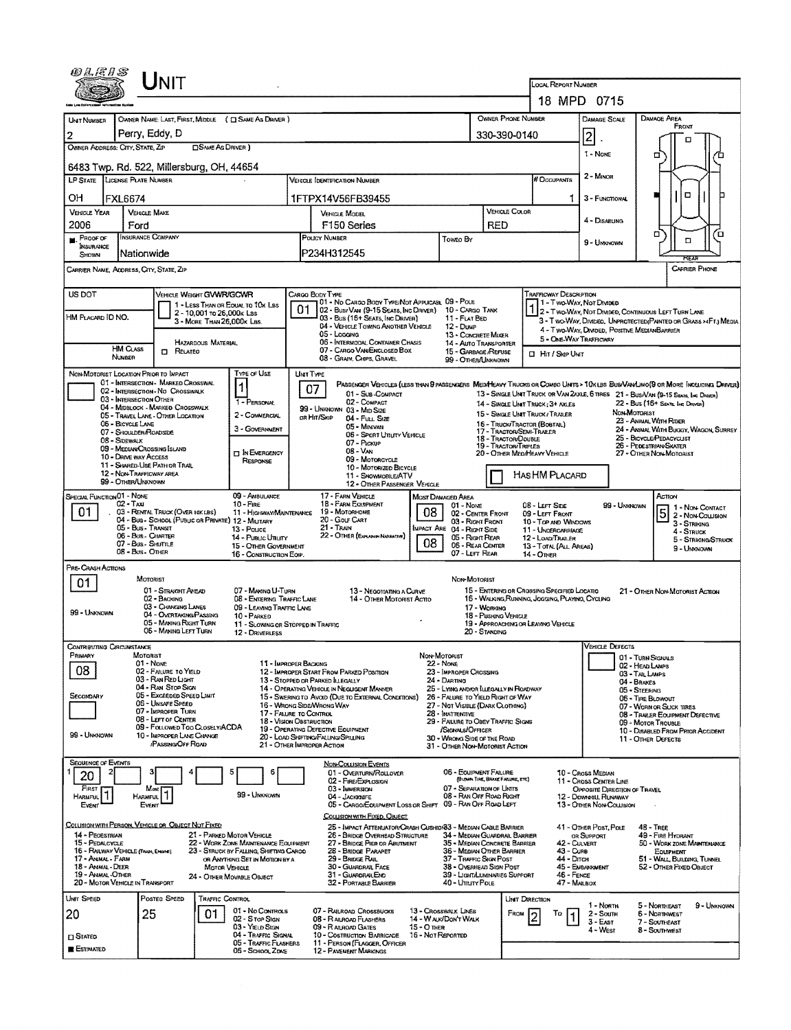# UNIT

**LOCAL REPORT NUMBER:** 18 MPD 0715

| Field | Value |
|---|---|
| UNIT NUMBER | 2 |
| OWNER NAME: LAST, FIRST, MIDDLE (☐ SAME AS DRIVER) | Perry, Eddy, D |
| OWNER PHONE NUMBER | 330-390-0140 |
| DAMAGE SCALE | 2 |
| OWNER ADDRESS: CITY, STATE, ZIP (☐ SAME AS DRIVER) | 6483 Twp. Rd. 522, Millersburg, OH, 44654 |
| LP STATE | OH |
| LICENSE PLATE NUMBER | FXL6674 |
| VEHICLE IDENTIFICATION NUMBER | 1FTPX14V56FB39455 |
| # OCCUPANTS | 1 |
| VEHICLE YEAR | 2006 |
| VEHICLE MAKE | Ford |
| VEHICLE MODEL | F150 Series |
| VEHICLE COLOR | RED |
| PROOF OF INSURANCE SHOWN | ■ |
| INSURANCE COMPANY | Nationwide |
| POLICY NUMBER | P234H312545 |
| TOWED BY | |
| CARRIER NAME, ADDRESS, CITY, STATE, ZIP | |
| CARRIER PHONE | |

Damage Scale: 1 - None; 2 - Minor; 3 - Functional; 4 - Disabling; 9 - Unknown

| Field | Value |
|---|---|
| US DOT | |
| VEHICLE WEIGHT GVWR/GCWR | 1 |
| HM PLACARD ID NO. | |
| HM CLASS NUMBER | |
| HAZARDOUS MATERIAL ☐ RELATED | |
| CARGO BODY TYPE | 01 |
| TRAFFICWAY DESCRIPTION | 1 |
| ☐ HIT / SKIP UNIT | |

Vehicle Weight: 1 - Less Than or Equal to 10k Lbs; 2 - 10,001 to 26,000k Lbs; 3 - More Than 26,000k Lbs.

Cargo Body Type: 01 - No Cargo Body Type/Not Applicable; 02 - Bus/Van (9-15 Seats, Inc Driver); 03 - Bus (15+ Seats, Inc Driver); 04 - Vehicle Towing Another Vehicle; 05 - Logging; 06 - Intermodal Container Chassis; 07 - Cargo Van/Enclosed Box; 08 - Grain, Chips, Gravel; 09 - Pole; 10 - Cargo Tank; 11 - Flat Bed; 12 - Dump; 13 - Concrete Mixer; 14 - Auto Transporter; 15 - Garbage/Refuse; 99 - Other/Unknown

Trafficway Description: 1 - Two-Way, Not Divided; 2 - Two-Way, Not Divided, Continuous Left Turn Lane; 3 - Two-Way, Divided, Unprotected (Painted or Grass >4Ft.) Media; 4 - Two-Way, Divided, Positive Median Barrier; 5 - One-Way Trafficway

| Field | Value |
|---|---|
| NON-MOTORIST LOCATION PRIOR TO IMPACT | |
| TYPE OF USE | 1 |
| ☐ IN EMERGENCY RESPONSE | |
| UNIT TYPE | 07 |
| ☐ HAS HM PLACARD | |

Non-Motorist Location: 01 - Intersection - Marked Crosswalk; 02 - Intersection - No Crosswalk; 03 - Intersection Other; 04 - Midblock - Marked Crosswalk; 05 - Travel Lane - Other Location; 06 - Bicycle Lane; 07 - Shoulder/Roadside; 08 - Sidewalk; 09 - Median/Crossing Island; 10 - Drive Way Access; 11 - Shared-Use Path or Trail; 12 - Non-Trafficway Area; 99 - Other/Unknown

Type of Use: 1 - Personal; 2 - Commercial; 3 - Government

Unit Type: Passenger Vehicles (less than 9 passengers): 01 - Sub-Compact; 02 - Compact; 99 - Unknown 03 - Mid Size; or Hit/Skip 04 - Full Size; 05 - Minivan; 06 - Sport Utility Vehicle; 07 - Pickup; 08 - Van; 09 - Motorcycle; 10 - Motorized Bicycle; 11 - Snowmobile/ATV; 12 - Other Passenger Vehicle. Med/Heavy Trucks or Combo Units > 10k lbs Bus/Van/Limo (9 or More Including Driver): 13 - Single Unit Truck or Van 2 Axle, 6 Tires; 14 - Single Unit Truck; 3+ Axles; 15 - Single Unit Truck/Trailer; 16 - Truck/Tractor (Bobtail); 17 - Tractor/Semi-Trailer; 18 - Tractor/Double; 19 - Tractor/Triples; 20 - Other Med/Heavy Vehicle; 21 - Bus/Van (9-15 Seats, Inc Driver); 22 - Bus (15+ Seats, Inc Driver). Non-Motorist: 23 - Animal With Rider; 24 - Animal With Buggy, Wagon, Surrey; 25 - Bicycle/Pedacyclist; 26 - Pedestrian/Skater; 27 - Other Non-Motorist

| Field | Value |
|---|---|
| SPECIAL FUNCTION | 01 |
| MOST DAMAGED AREA | 08 |
| IMPACT AREA | 08 |
| ACTION | 5 |

Special Function: 01 - None; 02 - Taxi; 03 - Rental Truck (Over 10k lbs); 04 - Bus - School (Public or Private); 05 - Bus - Transit; 06 - Bus - Charter; 07 - Bus - Shuttle; 08 - Bus - Other; 09 - Ambulance; 10 - Fire; 11 - Highway/Maintenance; 12 - Military; 13 - Police; 14 - Public Utility; 15 - Other Government; 16 - Construction Eqip.; 17 - Farm Vehicle; 18 - Farm Equipment; 19 - Motorhome; 20 - Golf Cart; 21 - Train; 22 - Other (Explain in Narrative)

Damaged Area: 01 - None; 02 - Center Front; 03 - Right Front; 04 - Right Side; 05 - Right Rear; 06 - Rear Center; 07 - Left Rear; 08 - Left Side; 09 - Left Front; 10 - Top and Windows; 11 - Undercarriage; 12 - Load/Trailer; 13 - Total (All Areas); 14 - Other; 99 - Unknown

Action: 1 - Non-Contact; 2 - Non-Collision; 3 - Striking; 4 - Struck; 5 - Striking/Struck; 9 - Unknown

| Field | Value |
|---|---|
| PRE-CRASH ACTIONS | 01 |

Motorist: 01 - Straight Ahead; 02 - Backing; 03 - Changing Lanes; 04 - Overtaking/Passing; 05 - Making Right Turn; 06 - Making Left Turn; 07 - Making U-Turn; 08 - Entering Traffic Lane; 09 - Leaving Traffic Lane; 10 - Parked; 11 - Slowing or Stopped in Traffic; 12 - Driverless; 13 - Negotiating a Curve; 14 - Other Motorist Actio; 99 - Unknown

Non-Motorist: 15 - Entering or Crossing Specified Locatio; 16 - Walking, Running, Jogging, Playing, Cycling; 17 - Working; 18 - Pushing Vehicle; 19 - Approaching or Leaving Vehicle; 20 - Standing; 21 - Other Non-Motorist Action

| Field | Value |
|---|---|
| CONTRIBUTING CIRCUMSTANCE - PRIMARY | 08 |
| SECONDARY | |
| VEHICLE DEFECTS | |

Motorist: 01 - None; 02 - Failure to Yield; 03 - Ran Red Light; 04 - Ran Stop Sign; 05 - Exceeded Speed Limit; 06 - Unsafe Speed; 07 - Improper Turn; 08 - Left of Center; 09 - Followed Too Closely/ACDA; 10 - Improper Lane Change /Passing/Off Road; 11 - Improper Backing; 12 - Improper Start From Parked Position; 13 - Stopped or Parked Illegally; 14 - Operating Vehicle in Negligent Manner; 15 - Swering to Avoid (Due to External Conditions); 16 - Wrong Side/Wrong Way; 17 - Failure to Control; 18 - Vision Obstruction; 19 - Operating Defective Equipment; 20 - Load Shifting/Falling/Spilling; 21 - Other Improper Action; 99 - Unknown

Non-Motorist: 22 - None; 23 - Improper Crossing; 24 - Darting; 25 - Lying and/or Illegally in Roadway; 26 - Failure to Yield Right of Way; 27 - Not Visible (Dark Clothing); 28 - Inattentive; 29 - Failure to Obey Traffic Signs /Signals/Officer; 30 - Wrong Side of the Road; 31 - Other Non-Motorist Action

Vehicle Defects: 01 - Turn Signals; 02 - Head Lamps; 03 - Tail Lamps; 04 - Brakes; 05 - Steering; 06 - Tire Blowout; 07 - Worn or Slick Tires; 08 - Trailer Equipment Defective; 09 - Motor Trouble; 10 - Disabled From Prior Accident; 11 - Other Defects

| Sequence of Events | 1 | 2 | 3 | 4 | 5 | 6 |
|---|---|---|---|---|---|---|
| | 20 | | | | | |

First Harmful Event: 1; Most Harmful Event: 1; 99 - Unknown

Non-Collision Events: 01 - Overturn/Rollover; 02 - Fire/Explosion; 03 - Immersion; 04 - Jackknife; 05 - Cargo/Equipment Loss or Shift; 06 - Equipment Failure (Blown Tire, Brake Failure, etc); 07 - Separation of Units; 08 - Ran Off Road Right; 09 - Ran Off Road Left; 10 - Cross Median; 11 - Cross Center Line Opposite Direction of Travel; 12 - Downhill Runaway; 13 - Other Non-Collision

Collision with Person, Vehicle or Object Not Fixed: 14 - Pedestrian; 15 - Pedalcycle; 16 - Railway Vehicle (Train, Engine); 17 - Animal - Farm; 18 - Animal - Deer; 19 - Animal - Other; 20 - Motor Vehicle in Transport; 21 - Parked Motor Vehicle; 22 - Work Zone Maintenance Equipment; 23 - Struck by Falling, Shifting Cargo or Anything Set in Motion by a Motor Vehicle; 24 - Other Movable Object

Collision with Fixed, Object: 25 - Impact Attenuator/Crash Cushion; 26 - Bridge Overhead Structure; 27 - Bridge Pier or Abutment; 28 - Bridge Parapet; 29 - Bridge Rail; 30 - Guardrail Face; 31 - Guardrail End; 32 - Portable Barrier; 33 - Median Cable Barrier; 34 - Median Guardrail Barrier; 35 - Median Concrete Barrier; 36 - Median Other Barrier; 37 - Traffic Sign Post; 38 - Overhead Sign Post; 39 - Light/Luminaries Support; 40 - Utility Pole; 41 - Other Post, Pole or Support; 42 - Culvert; 43 - Curb; 44 - Ditch; 45 - Embankment; 46 - Fence; 47 - Mailbox; 48 - Tree; 49 - Fire Hydrant; 50 - Work Zone Maintenance Equipment; 51 - Wall, Building, Tunnel; 52 - Other Fixed Object

| Field | Value |
|---|---|
| UNIT SPEED | 20 |
| POSTED SPEED | 25 |
| TRAFFIC CONTROL | 01 |
| UNIT DIRECTION FROM | 2 |
| UNIT DIRECTION TO | 1 |
| ☐ STATED / ■ ESTIMATED | Estimated |

Traffic Control: 01 - No Controls; 02 - Stop Sign; 03 - Yield Sign; 04 - Traffic Signal; 05 - Traffic Flashers; 06 - School Zone; 07 - Railroad Crossbucks; 08 - Railroad Flashers; 09 - Railroad Gates; 10 - Costruction Barricade; 11 - Person (Flagger, Officer); 12 - Pavement Markings; 13 - Crosswalk Lines; 14 - Walk/Don't Walk; 15 - Other; 16 - Not Reported

Unit Direction: 1 - North; 2 - South; 3 - East; 4 - West; 5 - Northeast; 6 - Northwest; 7 - Southeast; 8 - Southwest; 9 - Unknown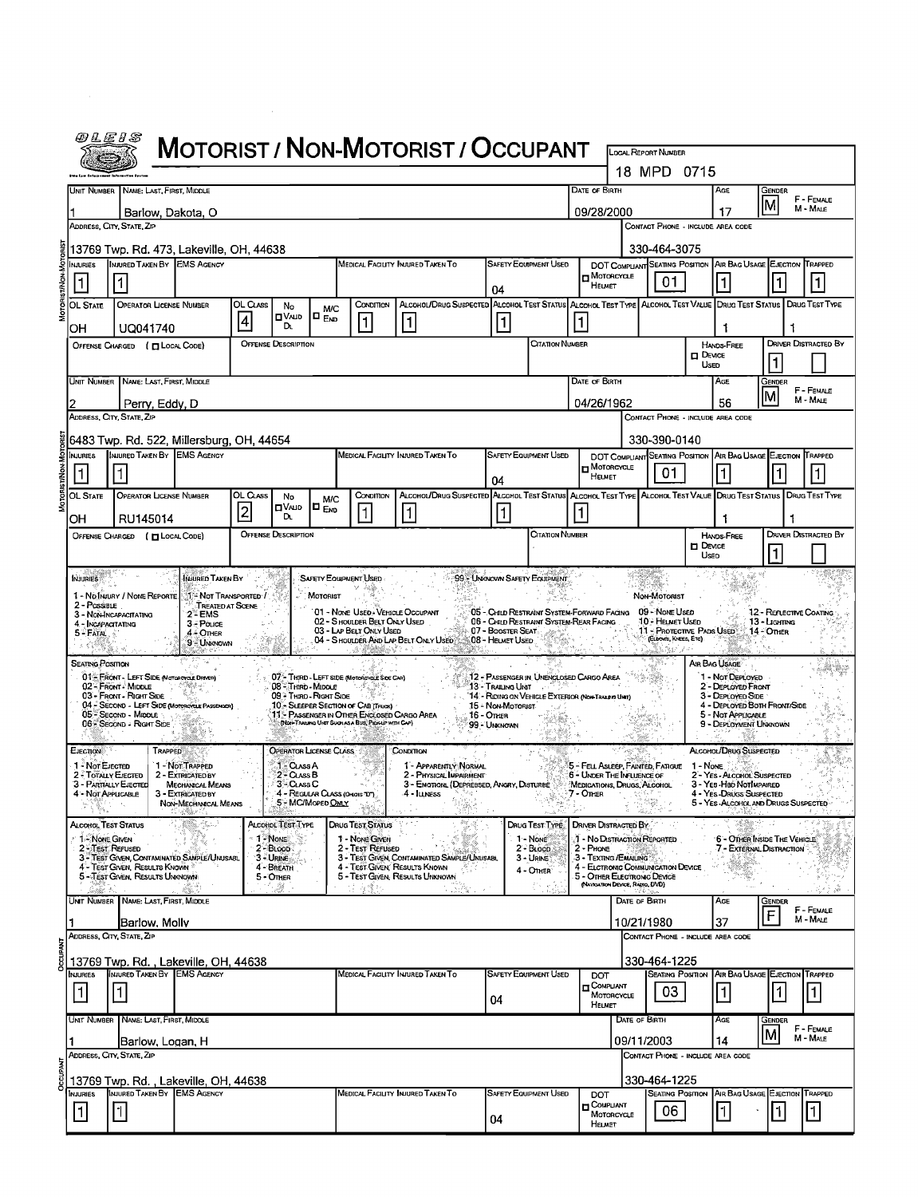# MOTORIST / NON-MOTORIST / OCCUPANT

OLEIS

**LOCAL REPORT NUMBER:** 18 MPD 0715

## MOTORIST/NON-MOTORIST

| UNIT NUMBER | NAME: LAST, FIRST, MIDDLE | DATE OF BIRTH | AGE | GENDER |
|---|---|---|---|---|
| 1 | Barlow, Dakota, O | 09/28/2000 | 17 | M |

| ADDRESS, CITY, STATE, ZIP | CONTACT PHONE - INCLUDE AREA CODE |
|---|---|
| 13769 Twp. Rd. 473, Lakeville, OH, 44638 | 330-464-3075 |

| INJURIES | INJURED TAKEN BY | EMS AGENCY | MEDICAL FACILITY INJURED TAKEN TO | SAFETY EQUIPMENT USED | DOT COMPLIANT MOTORCYCLE HELMET | SEATING POSITION | AIR BAG USAGE | EJECTION | TRAPPED |
|---|---|---|---|---|---|---|---|---|---|
| 1 | 1 | | | 04 | | 01 | 1 | 1 | 1 |

| OL STATE | OPERATOR LICENSE NUMBER | OL CLASS | NO VALID DL | M/C END | CONDITION | ALCOHOL/DRUG SUSPECTED | ALCOHOL TEST STATUS | ALCOHOL TEST TYPE | ALCOHOL TEST VALUE | DRUG TEST STATUS | DRUG TEST TYPE |
|---|---|---|---|---|---|---|---|---|---|---|---|
| OH | UQ041740 | 4 | | | 1 | 1 | 1 | 1 | | 1 | 1 |

| OFFENSE CHARGED (LOCAL CODE) | OFFENSE DESCRIPTION | CITATION NUMBER | HANDS-FREE DEVICE USED | DRIVER DISTRACTED BY |
|---|---|---|---|---|
| | | | | 1 |

| UNIT NUMBER | NAME: LAST, FIRST, MIDDLE | DATE OF BIRTH | AGE | GENDER |
|---|---|---|---|---|
| 2 | Perry, Eddy, D | 04/26/1962 | 56 | M |

| ADDRESS, CITY, STATE, ZIP | CONTACT PHONE - INCLUDE AREA CODE |
|---|---|
| 6483 Twp. Rd. 522, Millersburg, OH, 44654 | 330-390-0140 |

| INJURIES | INJURED TAKEN BY | EMS AGENCY | MEDICAL FACILITY INJURED TAKEN TO | SAFETY EQUIPMENT USED | DOT COMPLIANT MOTORCYCLE HELMET | SEATING POSITION | AIR BAG USAGE | EJECTION | TRAPPED |
|---|---|---|---|---|---|---|---|---|---|
| 1 | 1 | | | 04 | | 01 | 1 | 1 | 1 |

| OL STATE | OPERATOR LICENSE NUMBER | OL CLASS | NO VALID DL | M/C END | CONDITION | ALCOHOL/DRUG SUSPECTED | ALCOHOL TEST STATUS | ALCOHOL TEST TYPE | ALCOHOL TEST VALUE | DRUG TEST STATUS | DRUG TEST TYPE |
|---|---|---|---|---|---|---|---|---|---|---|---|
| OH | RU145014 | 2 | | | 1 | 1 | 1 | 1 | | 1 | 1 |

| OFFENSE CHARGED (LOCAL CODE) | OFFENSE DESCRIPTION | CITATION NUMBER | HANDS-FREE DEVICE USED | DRIVER DISTRACTED BY |
|---|---|---|---|---|
| | | | | 1 |

## CODES

**INJURIES:** 1 - No Injury / None Reported; 2 - Possible; 3 - Non-Incapacitating; 4 - Incapacitating; 5 - Fatal

**INJURED TAKEN BY:** 1 - Not Transported / Treated at Scene; 2 - EMS; 3 - Police; 4 - Other; 9 - Unknown

**SAFETY EQUIPMENT USED:** 99 - Unknown Safety Equipment
- Motorist: 01 - None Used - Vehicle Occupant; 02 - Shoulder Belt Only Used; 03 - Lap Belt Only Used; 04 - Shoulder and Lap Belt Only Used; 05 - Child Restraint System-Forward Facing; 06 - Child Restraint System-Rear Facing; 07 - Booster Seat; 08 - Helmet Used
- Non-Motorist: 09 - None Used; 10 - Helmet Used; 11 - Protective Pads Used (Elbows, Knees, Etc); 12 - Reflective Coating; 13 - Lighting; 14 - Other

**SEATING POSITION:** 01 - Front - Left Side (Motorcycle Driver); 02 - Front - Middle; 03 - Front - Right Side; 04 - Second - Left Side (Motorcycle Passenger); 05 - Second - Middle; 06 - Second - Right Side; 07 - Third - Left Side (Motorcycle Side Car); 08 - Third - Middle; 09 - Third - Right Side; 10 - Sleeper Section of Cab (Truck); 11 - Passenger in Other Enclosed Cargo Area (Non-Trailing Unit Such as a Bus, Pick-up with Cap); 12 - Passenger in Unenclosed Cargo Area; 13 - Trailing Unit; 14 - Riding on Vehicle Exterior (Non-Trailing Unit); 15 - Non-Motorist; 16 - Other; 99 - Unknown

**AIR BAG USAGE:** 1 - Not Deployed; 2 - Deployed Front; 3 - Deployed Side; 4 - Deployed Both Front/Side; 5 - Not Applicable; 9 - Deployment Unknown

**EJECTION:** 1 - Not Ejected; 2 - Totally Ejected; 3 - Partially Ejected; 4 - Not Applicable

**TRAPPED:** 1 - Not Trapped; 2 - Extricated by Mechanical Means; 3 - Extricated by Non-Mechanical Means

**OPERATOR LICENSE CLASS:** 1 - Class A; 2 - Class B; 3 - Class C; 4 - Regular Class (Ohio is "D"); 5 - M/C Moped Only

**CONDITION:** 1 - Apparently Normal; 2 - Physical Impairment; 3 - Emotional (Depressed, Angry, Disturbed); 4 - Illness; 5 - Fell Asleep, Fainted, Fatigue; 6 - Under the Influence of Medications, Drugs, Alcohol; 7 - Other

**ALCOHOL/DRUG SUSPECTED:** 1 - None; 2 - Yes - Alcohol Suspected; 3 - Yes - HBD Not Impaired; 4 - Yes - Drugs Suspected; 5 - Yes - Alcohol and Drugs Suspected

**ALCOHOL TEST STATUS:** 1 - None Given; 2 - Test Refused; 3 - Test Given, Contaminated Sample/Unusable; 4 - Test Given, Results Known; 5 - Test Given, Results Unknown

**ALCOHOL TEST TYPE:** 1 - None; 2 - Blood; 3 - Urine; 4 - Breath; 5 - Other

**DRUG TEST STATUS:** 1 - None Given; 2 - Test Refused; 3 - Test Given, Contaminated Sample/Unusable; 4 - Test Given, Results Known; 5 - Test Given, Results Unknown

**DRUG TEST TYPE:** 1 - None; 2 - Blood; 3 - Urine; 4 - Other

**DRIVER DISTRACTED BY:** 1 - No Distraction Reported; 2 - Phone; 3 - Texting/Emailing; 4 - Electronic Communication Device; 5 - Other Electronic Device (Navigation Device, Radio, DVD); 6 - Other Inside the Vehicle; 7 - External Distraction

## OCCUPANT

| UNIT NUMBER | NAME: LAST, FIRST, MIDDLE | DATE OF BIRTH | AGE | GENDER |
|---|---|---|---|---|
| 1 | Barlow, Molly | 10/21/1980 | 37 | F |

| ADDRESS, CITY, STATE, ZIP | CONTACT PHONE - INCLUDE AREA CODE |
|---|---|
| 13769 Twp. Rd. , Lakeville, OH, 44638 | 330-464-1225 |

| INJURIES | INJURED TAKEN BY | EMS AGENCY | MEDICAL FACILITY INJURED TAKEN TO | SAFETY EQUIPMENT USED | DOT COMPLIANT MOTORCYCLE HELMET | SEATING POSITION | AIR BAG USAGE | EJECTION | TRAPPED |
|---|---|---|---|---|---|---|---|---|---|
| 1 | 1 | | | 04 | | 03 | 1 | 1 | 1 |

| UNIT NUMBER | NAME: LAST, FIRST, MIDDLE | DATE OF BIRTH | AGE | GENDER |
|---|---|---|---|---|
| 1 | Barlow, Logan, H | 09/11/2003 | 14 | M |

| ADDRESS, CITY, STATE, ZIP | CONTACT PHONE - INCLUDE AREA CODE |
|---|---|
| 13769 Twp. Rd. , Lakeville, OH, 44638 | 330-464-1225 |

| INJURIES | INJURED TAKEN BY | EMS AGENCY | MEDICAL FACILITY INJURED TAKEN TO | SAFETY EQUIPMENT USED | DOT COMPLIANT MOTORCYCLE HELMET | SEATING POSITION | AIR BAG USAGE | EJECTION | TRAPPED |
|---|---|---|---|---|---|---|---|---|---|
| 1 | 1 | | | 04 | | 06 | 1 | 1 | 1 |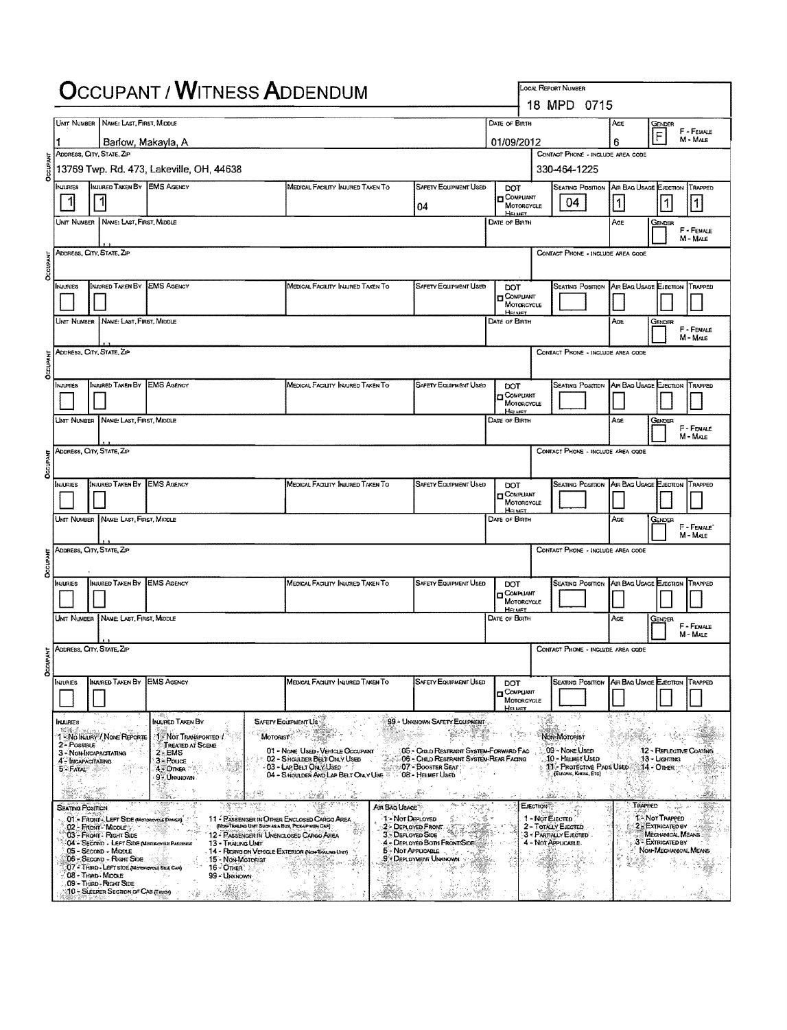# OCCUPANT / WITNESS ADDENDUM

**LOCAL REPORT NUMBER:** 18 MPD 0715

## Occupant

| Unit Number | Name: Last, First, Middle | Date of Birth | Age | Gender |
|---|---|---|---|---|
| 1 | Barlow, Makayla, A | 01/09/2012 | 6 | F |

| Address, City, State, Zip | Contact Phone - Include Area Code |
|---|---|
| 13769 Twp. Rd. 473, Lakeville, OH, 44638 | 330-464-1225 |

| Injuries | Injured Taken By | EMS Agency | Medical Facility Injured Taken To | Safety Equipment Used | DOT Compliant Motorcycle Helmet | Seating Position | Air Bag Usage | Ejection | Trapped |
|---|---|---|---|---|---|---|---|---|---|
| 1 | 1 | | | 04 | | 04 | 1 | 1 | 1 |

## Occupant

| Unit Number | Name: Last, First, Middle | Date of Birth | Age | Gender |
|---|---|---|---|---|
| | | | | |

| Address, City, State, Zip | Contact Phone - Include Area Code |
|---|---|
| | |

| Injuries | Injured Taken By | EMS Agency | Medical Facility Injured Taken To | Safety Equipment Used | DOT Compliant Motorcycle Helmet | Seating Position | Air Bag Usage | Ejection | Trapped |
|---|---|---|---|---|---|---|---|---|---|
| | | | | | | | | | |

## Occupant

| Unit Number | Name: Last, First, Middle | Date of Birth | Age | Gender |
|---|---|---|---|---|
| | | | | |

| Address, City, State, Zip | Contact Phone - Include Area Code |
|---|---|
| | |

| Injuries | Injured Taken By | EMS Agency | Medical Facility Injured Taken To | Safety Equipment Used | DOT Compliant Motorcycle Helmet | Seating Position | Air Bag Usage | Ejection | Trapped |
|---|---|---|---|---|---|---|---|---|---|
| | | | | | | | | | |

## Occupant

| Unit Number | Name: Last, First, Middle | Date of Birth | Age | Gender |
|---|---|---|---|---|
| | | | | |

| Address, City, State, Zip | Contact Phone - Include Area Code |
|---|---|
| | |

| Injuries | Injured Taken By | EMS Agency | Medical Facility Injured Taken To | Safety Equipment Used | DOT Compliant Motorcycle Helmet | Seating Position | Air Bag Usage | Ejection | Trapped |
|---|---|---|---|---|---|---|---|---|---|
| | | | | | | | | | |

## Occupant

| Unit Number | Name: Last, First, Middle | Date of Birth | Age | Gender |
|---|---|---|---|---|
| | | | | |

| Address, City, State, Zip | Contact Phone - Include Area Code |
|---|---|
| | |

| Injuries | Injured Taken By | EMS Agency | Medical Facility Injured Taken To | Safety Equipment Used | DOT Compliant Motorcycle Helmet | Seating Position | Air Bag Usage | Ejection | Trapped |
|---|---|---|---|---|---|---|---|---|---|
| | | | | | | | | | |

## Occupant

| Unit Number | Name: Last, First, Middle | Date of Birth | Age | Gender |
|---|---|---|---|---|
| | | | | |

| Address, City, State, Zip | Contact Phone - Include Area Code |
|---|---|
| | |

| Injuries | Injured Taken By | EMS Agency | Medical Facility Injured Taken To | Safety Equipment Used | DOT Compliant Motorcycle Helmet | Seating Position | Air Bag Usage | Ejection | Trapped |
|---|---|---|---|---|---|---|---|---|---|
| | | | | | | | | | |

## Codes

**Injuries**
- 1 - No Injury / None Reported
- 2 - Possible
- 3 - Non-Incapacitating
- 4 - Incapacitating
- 5 - Fatal

**Injured Taken By**
- 1 - Not Transported / Treated at Scene
- 2 - EMS
- 3 - Police
- 4 - Other
- 9 - Unknown

**Safety Equipment Used** — 99 - Unknown Safety Equipment

*Motorist*
- 01 - None Used - Vehicle Occupant
- 02 - Shoulder Belt Only Used
- 03 - Lap Belt Only Used
- 04 - Shoulder and Lap Belt Only Use
- 05 - Child Restraint System-Forward Facing
- 06 - Child Restraint System-Rear Facing
- 07 - Booster Seat
- 08 - Helmet Used

*Non-Motorist*
- 09 - None Used
- 10 - Helmet Used
- 11 - Protective Pads Used (Elbows, Knees, Etc)
- 12 - Reflective Coating
- 13 - Lighting
- 14 - Other

**Seating Position**
- 01 - Front - Left Side (Motorcycle Driver)
- 02 - Front - Middle
- 03 - Front - Right Side
- 04 - Second - Left Side (Motorcycle Passenger)
- 05 - Second - Middle
- 06 - Second - Right Side
- 07 - Third - Left Side (Motorcycle Side Car)
- 08 - Third - Middle
- 09 - Third - Right Side
- 10 - Sleeper Section of Cab (Truck)
- 11 - Passenger in Other Enclosed Cargo Area (Non-Trailing Unit Such as a Bus, Pickup with Cap)
- 12 - Passenger in Unenclosed Cargo Area
- 13 - Trailing Unit
- 14 - Riding on Vehicle Exterior (Non-Trailing Unit)
- 15 - Non-Motorist
- 16 - Other
- 99 - Unknown

**Air Bag Usage**
- 1 - Not Deployed
- 2 - Deployed Front
- 3 - Deployed Side
- 4 - Deployed Both Front/Side
- 5 - Not Applicable
- 9 - Deployment Unknown

**Ejection**
- 1 - Not Ejected
- 2 - Totally Ejected
- 3 - Partially Ejected
- 4 - Not Applicable

**Trapped**
- 1 - Not Trapped
- 2 - Extricated by Mechanical Means
- 3 - Extricated by Non-Mechanical Means